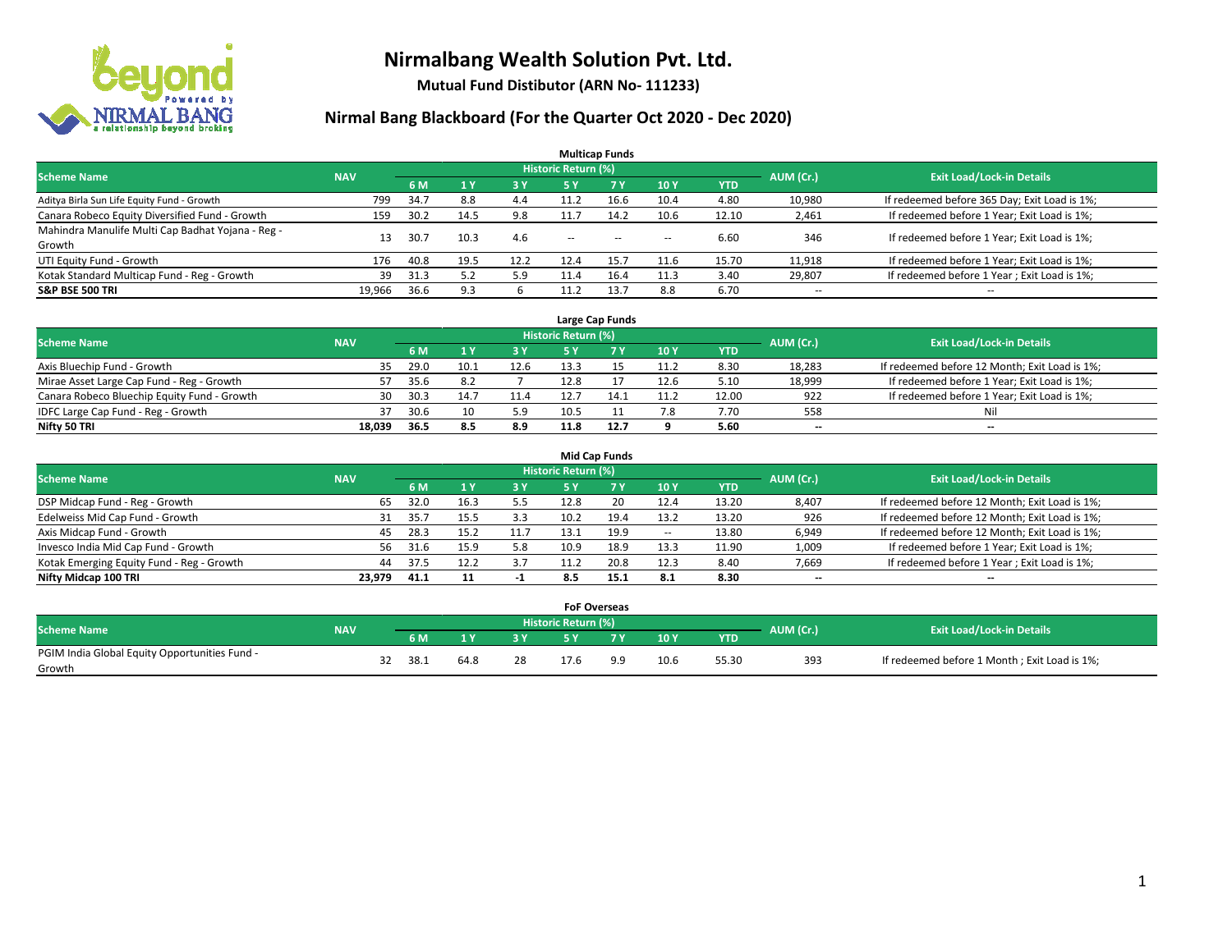# Nirmalbang Wealth Solution Pvt. Ltd.

**Mutual Fund Distibutor (ARN No- 111233)**

## Nirmal Bang Blackboard (For the Quarter Oct 2020 - Dec 2020)

### Multicap Funds

| Scheme Name | NAV | Historic Return (%) | | | | | | | AUM (Cr.) | Exit Load/Lock-in Details |
|---|---|---|---|---|---|---|---|---|---|---|
| | | 6 M | 1 Y | 3 Y | 5 Y | 7 Y | 10 Y | YTD | | |
| Aditya Birla Sun Life Equity Fund - Growth | 799 | 34.7 | 8.8 | 4.4 | 11.2 | 16.6 | 10.4 | 4.80 | 10,980 | If redeemed before 365 Day; Exit Load is 1%; |
| Canara Robeco Equity Diversified Fund - Growth | 159 | 30.2 | 14.5 | 9.8 | 11.7 | 14.2 | 10.6 | 12.10 | 2,461 | If redeemed before 1 Year; Exit Load is 1%; |
| Mahindra Manulife Multi Cap Badhat Yojana - Reg - Growth | 13 | 30.7 | 10.3 | 4.6 | -- | -- | -- | 6.60 | 346 | If redeemed before 1 Year; Exit Load is 1%; |
| UTI Equity Fund - Growth | 176 | 40.8 | 19.5 | 12.2 | 12.4 | 15.7 | 11.6 | 15.70 | 11,918 | If redeemed before 1 Year; Exit Load is 1%; |
| Kotak Standard Multicap Fund - Reg - Growth | 39 | 31.3 | 5.2 | 5.9 | 11.4 | 16.4 | 11.3 | 3.40 | 29,807 | If redeemed before 1 Year ; Exit Load is 1%; |
| **S&P BSE 500 TRI** | **19,966** | **36.6** | **9.3** | **6** | **11.2** | **13.7** | **8.8** | **6.70** | -- | -- |

### Large Cap Funds

| Scheme Name | NAV | Historic Return (%) | | | | | | | AUM (Cr.) | Exit Load/Lock-in Details |
|---|---|---|---|---|---|---|---|---|---|---|
| | | 6 M | 1 Y | 3 Y | 5 Y | 7 Y | 10 Y | YTD | | |
| Axis Bluechip Fund - Growth | 35 | 29.0 | 10.1 | 12.6 | 13.3 | 15 | 11.2 | 8.30 | 18,283 | If redeemed before 12 Month; Exit Load is 1%; |
| Mirae Asset Large Cap Fund - Reg - Growth | 57 | 35.6 | 8.2 | 7 | 12.8 | 17 | 12.6 | 5.10 | 18,999 | If redeemed before 1 Year; Exit Load is 1%; |
| Canara Robeco Bluechip Equity Fund - Growth | 30 | 30.3 | 14.7 | 11.4 | 12.7 | 14.1 | 11.2 | 12.00 | 922 | If redeemed before 1 Year; Exit Load is 1%; |
| IDFC Large Cap Fund - Reg - Growth | 37 | 30.6 | 10 | 5.9 | 10.5 | 11 | 7.8 | 7.70 | 558 | Nil |
| **Nifty 50 TRI** | **18,039** | **36.5** | **8.5** | **8.9** | **11.8** | **12.7** | **9** | **5.60** | -- | -- |

### Mid Cap Funds

| Scheme Name | NAV | Historic Return (%) | | | | | | | AUM (Cr.) | Exit Load/Lock-in Details |
|---|---|---|---|---|---|---|---|---|---|---|
| | | 6 M | 1 Y | 3 Y | 5 Y | 7 Y | 10 Y | YTD | | |
| DSP Midcap Fund - Reg - Growth | 65 | 32.0 | 16.3 | 5.5 | 12.8 | 20 | 12.4 | 13.20 | 8,407 | If redeemed before 12 Month; Exit Load is 1%; |
| Edelweiss Mid Cap Fund - Growth | 31 | 35.7 | 15.5 | 3.3 | 10.2 | 19.4 | 13.2 | 13.20 | 926 | If redeemed before 12 Month; Exit Load is 1%; |
| Axis Midcap Fund - Growth | 45 | 28.3 | 15.2 | 11.7 | 13.1 | 19.9 | -- | 13.80 | 6,949 | If redeemed before 12 Month; Exit Load is 1%; |
| Invesco India Mid Cap Fund - Growth | 56 | 31.6 | 15.9 | 5.8 | 10.9 | 18.9 | 13.3 | 11.90 | 1,009 | If redeemed before 1 Year; Exit Load is 1%; |
| Kotak Emerging Equity Fund - Reg - Growth | 44 | 37.5 | 12.2 | 3.7 | 11.2 | 20.8 | 12.3 | 8.40 | 7,669 | If redeemed before 1 Year ; Exit Load is 1%; |
| **Nifty Midcap 100 TRI** | **23,979** | **41.1** | **11** | **-1** | **8.5** | **15.1** | **8.1** | **8.30** | -- | -- |

### FoF Overseas

| Scheme Name | NAV | Historic Return (%) | | | | | | | AUM (Cr.) | Exit Load/Lock-in Details |
|---|---|---|---|---|---|---|---|---|---|---|
| | | 6 M | 1 Y | 3 Y | 5 Y | 7 Y | 10 Y | YTD | | |
| PGIM India Global Equity Opportunities Fund - Growth | 32 | 38.1 | 64.8 | 28 | 17.6 | 9.9 | 10.6 | 55.30 | 393 | If redeemed before 1 Month ; Exit Load is 1%; |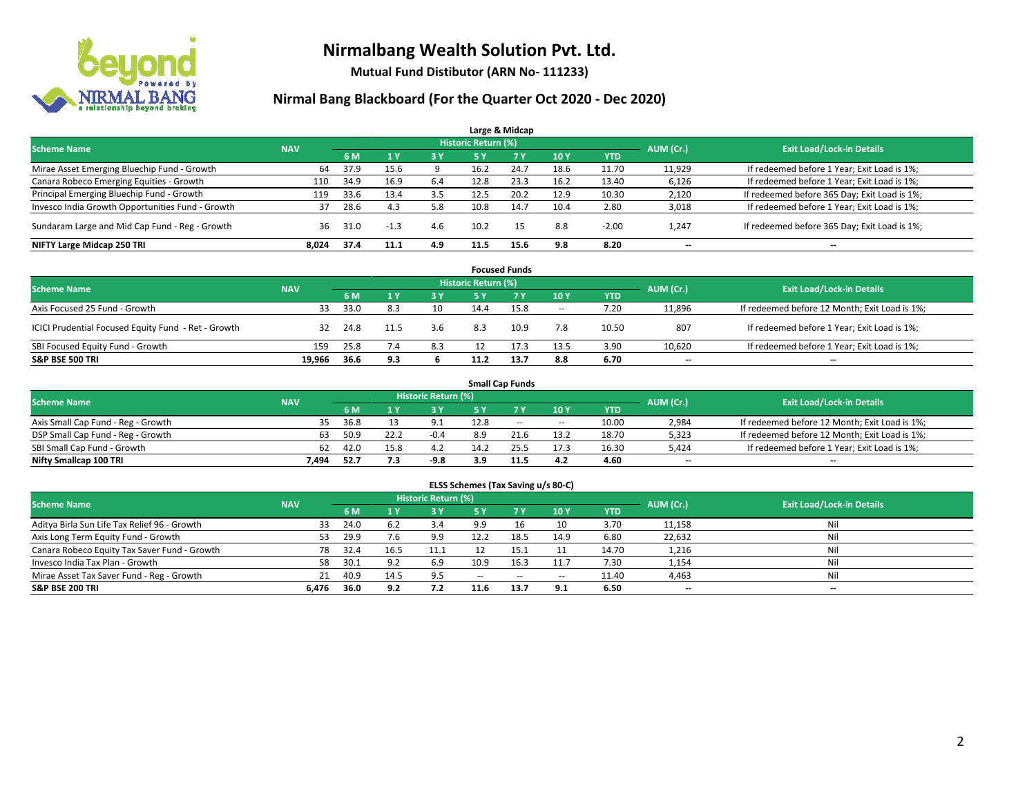# Nirmalbang Wealth Solution Pvt. Ltd.

**Mutual Fund Distibutor (ARN No- 111233)**

## Nirmal Bang Blackboard (For the Quarter Oct 2020 - Dec 2020)

### Large & Midcap

| Scheme Name | NAV | Historic Return (%) | | | | | | | AUM (Cr.) | Exit Load/Lock-in Details |
|---|---|---|---|---|---|---|---|---|---|---|
| | | 6 M | 1 Y | 3 Y | 5 Y | 7 Y | 10 Y | YTD | | |
| Mirae Asset Emerging Bluechip Fund - Growth | 64 | 37.9 | 15.6 | 9 | 16.2 | 24.7 | 18.6 | 11.70 | 11,929 | If redeemed before 1 Year; Exit Load is 1%; |
| Canara Robeco Emerging Equities - Growth | 110 | 34.9 | 16.9 | 6.4 | 12.8 | 23.3 | 16.2 | 13.40 | 6,126 | If redeemed before 1 Year; Exit Load is 1%; |
| Principal Emerging Bluechip Fund - Growth | 119 | 33.6 | 13.4 | 3.5 | 12.5 | 20.2 | 12.9 | 10.30 | 2,120 | If redeemed before 365 Day; Exit Load is 1%; |
| Invesco India Growth Opportunities Fund - Growth | 37 | 28.6 | 4.3 | 5.8 | 10.8 | 14.7 | 10.4 | 2.80 | 3,018 | If redeemed before 1 Year; Exit Load is 1%; |
| Sundaram Large and Mid Cap Fund - Reg - Growth | 36 | 31.0 | -1.3 | 4.6 | 10.2 | 15 | 8.8 | -2.00 | 1,247 | If redeemed before 365 Day; Exit Load is 1%; |
| **NIFTY Large Midcap 250 TRI** | **8,024** | **37.4** | **11.1** | **4.9** | **11.5** | **15.6** | **9.8** | **8.20** | **--** | **--** |

### Focused Funds

| Scheme Name | NAV | Historic Return (%) | | | | | | | AUM (Cr.) | Exit Load/Lock-in Details |
|---|---|---|---|---|---|---|---|---|---|---|
| | | 6 M | 1 Y | 3 Y | 5 Y | 7 Y | 10 Y | YTD | | |
| Axis Focused 25 Fund - Growth | 33 | 33.0 | 8.3 | 10 | 14.4 | 15.8 | -- | 7.20 | 11,896 | If redeemed before 12 Month; Exit Load is 1%; |
| ICICI Prudential Focused Equity Fund - Ret - Growth | 32 | 24.8 | 11.5 | 3.6 | 8.3 | 10.9 | 7.8 | 10.50 | 807 | If redeemed before 1 Year; Exit Load is 1%; |
| SBI Focused Equity Fund - Growth | 159 | 25.8 | 7.4 | 8.3 | 12 | 17.3 | 13.5 | 3.90 | 10,620 | If redeemed before 1 Year; Exit Load is 1%; |
| **S&P BSE 500 TRI** | **19,966** | **36.6** | **9.3** | **6** | **11.2** | **13.7** | **8.8** | **6.70** | **--** | **--** |

### Small Cap Funds

| Scheme Name | NAV | Historic Return (%) | | | | | | | AUM (Cr.) | Exit Load/Lock-in Details |
|---|---|---|---|---|---|---|---|---|---|---|
| | | 6 M | 1 Y | 3 Y | 5 Y | 7 Y | 10 Y | YTD | | |
| Axis Small Cap Fund - Reg - Growth | 35 | 36.8 | 13 | 9.1 | 12.8 | -- | -- | 10.00 | 2,984 | If redeemed before 12 Month; Exit Load is 1%; |
| DSP Small Cap Fund - Reg - Growth | 63 | 50.9 | 22.2 | -0.4 | 8.9 | 21.6 | 13.2 | 18.70 | 5,323 | If redeemed before 12 Month; Exit Load is 1%; |
| SBI Small Cap Fund - Growth | 62 | 42.0 | 15.8 | 4.2 | 14.2 | 25.5 | 17.3 | 16.30 | 5,424 | If redeemed before 1 Year; Exit Load is 1%; |
| **Nifty Smallcap 100 TRI** | **7,494** | **52.7** | **7.3** | **-9.8** | **3.9** | **11.5** | **4.2** | **4.60** | **--** | **--** |

### ELSS Schemes (Tax Saving u/s 80-C)

| Scheme Name | NAV | Historic Return (%) | | | | | | | AUM (Cr.) | Exit Load/Lock-in Details |
|---|---|---|---|---|---|---|---|---|---|---|
| | | 6 M | 1 Y | 3 Y | 5 Y | 7 Y | 10 Y | YTD | | |
| Aditya Birla Sun Life Tax Relief 96 - Growth | 33 | 24.0 | 6.2 | 3.4 | 9.9 | 16 | 10 | 3.70 | 11,158 | Nil |
| Axis Long Term Equity Fund - Growth | 53 | 29.9 | 7.6 | 9.9 | 12.2 | 18.5 | 14.9 | 6.80 | 22,632 | Nil |
| Canara Robeco Equity Tax Saver Fund - Growth | 78 | 32.4 | 16.5 | 11.1 | 12 | 15.1 | 11 | 14.70 | 1,216 | Nil |
| Invesco India Tax Plan - Growth | 58 | 30.1 | 9.2 | 6.9 | 10.9 | 16.3 | 11.7 | 7.30 | 1,154 | Nil |
| Mirae Asset Tax Saver Fund - Reg - Growth | 21 | 40.9 | 14.5 | 9.5 | -- | -- | -- | 11.40 | 4,463 | Nil |
| **S&P BSE 200 TRI** | **6,476** | **36.0** | **9.2** | **7.2** | **11.6** | **13.7** | **9.1** | **6.50** | **--** | **--** |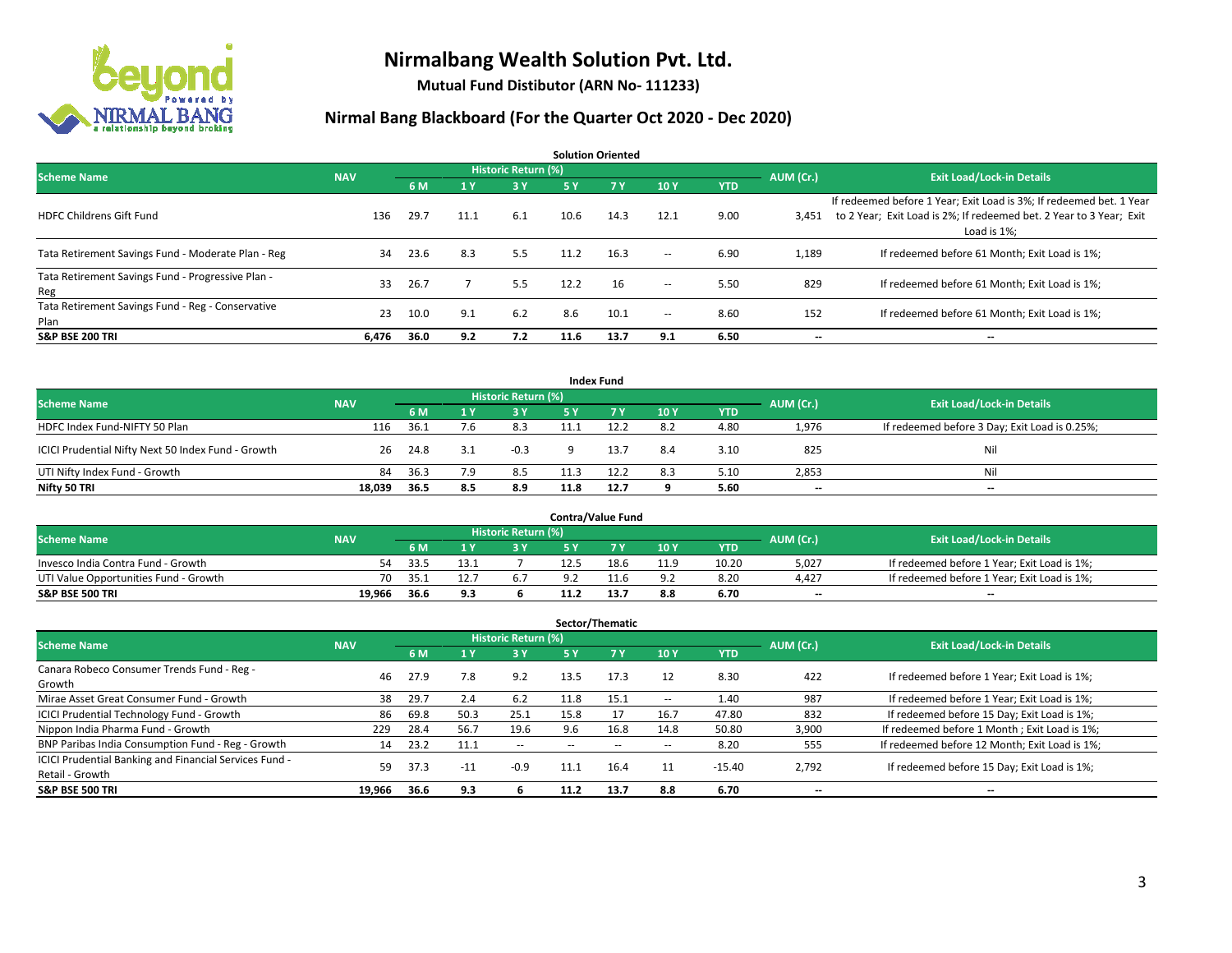# Nirmalbang Wealth Solution Pvt. Ltd.

**Mutual Fund Distibutor (ARN No- 111233)**

## Nirmal Bang Blackboard (For the Quarter Oct 2020 - Dec 2020)

### Solution Oriented

| Scheme Name | NAV | Historic Return (%) | | | | | | | AUM (Cr.) | Exit Load/Lock-in Details |
|---|---|---|---|---|---|---|---|---|---|---|
| | | 6 M | 1 Y | 3 Y | 5 Y | 7 Y | 10 Y | YTD | | |
| HDFC Childrens Gift Fund | 136 | 29.7 | 11.1 | 6.1 | 10.6 | 14.3 | 12.1 | 9.00 | 3,451 | If redeemed before 1 Year; Exit Load is 3%; If redeemed bet. 1 Year to 2 Year; Exit Load is 2%; If redeemed bet. 2 Year to 3 Year; Exit Load is 1%; |
| Tata Retirement Savings Fund - Moderate Plan - Reg | 34 | 23.6 | 8.3 | 5.5 | 11.2 | 16.3 | -- | 6.90 | 1,189 | If redeemed before 61 Month; Exit Load is 1%; |
| Tata Retirement Savings Fund - Progressive Plan - Reg | 33 | 26.7 | 7 | 5.5 | 12.2 | 16 | -- | 5.50 | 829 | If redeemed before 61 Month; Exit Load is 1%; |
| Tata Retirement Savings Fund - Reg - Conservative Plan | 23 | 10.0 | 9.1 | 6.2 | 8.6 | 10.1 | -- | 8.60 | 152 | If redeemed before 61 Month; Exit Load is 1%; |
| **S&P BSE 200 TRI** | **6,476** | **36.0** | **9.2** | **7.2** | **11.6** | **13.7** | **9.1** | **6.50** | **--** | **--** |

### Index Fund

| Scheme Name | NAV | Historic Return (%) | | | | | | | AUM (Cr.) | Exit Load/Lock-in Details |
|---|---|---|---|---|---|---|---|---|---|---|
| | | 6 M | 1 Y | 3 Y | 5 Y | 7 Y | 10 Y | YTD | | |
| HDFC Index Fund-NIFTY 50 Plan | 116 | 36.1 | 7.6 | 8.3 | 11.1 | 12.2 | 8.2 | 4.80 | 1,976 | If redeemed before 3 Day; Exit Load is 0.25%; |
| ICICI Prudential Nifty Next 50 Index Fund - Growth | 26 | 24.8 | 3.1 | -0.3 | 9 | 13.7 | 8.4 | 3.10 | 825 | Nil |
| UTI Nifty Index Fund - Growth | 84 | 36.3 | 7.9 | 8.5 | 11.3 | 12.2 | 8.3 | 5.10 | 2,853 | Nil |
| **Nifty 50 TRI** | **18,039** | **36.5** | **8.5** | **8.9** | **11.8** | **12.7** | **9** | **5.60** | **--** | **--** |

### Contra/Value Fund

| Scheme Name | NAV | Historic Return (%) | | | | | | | AUM (Cr.) | Exit Load/Lock-in Details |
|---|---|---|---|---|---|---|---|---|---|---|
| | | 6 M | 1 Y | 3 Y | 5 Y | 7 Y | 10 Y | YTD | | |
| Invesco India Contra Fund - Growth | 54 | 33.5 | 13.1 | 7 | 12.5 | 18.6 | 11.9 | 10.20 | 5,027 | If redeemed before 1 Year; Exit Load is 1%; |
| UTI Value Opportunities Fund - Growth | 70 | 35.1 | 12.7 | 6.7 | 9.2 | 11.6 | 9.2 | 8.20 | 4,427 | If redeemed before 1 Year; Exit Load is 1%; |
| **S&P BSE 500 TRI** | **19,966** | **36.6** | **9.3** | **6** | **11.2** | **13.7** | **8.8** | **6.70** | **--** | **--** |

### Sector/Thematic

| Scheme Name | NAV | Historic Return (%) | | | | | | | AUM (Cr.) | Exit Load/Lock-in Details |
|---|---|---|---|---|---|---|---|---|---|---|
| | | 6 M | 1 Y | 3 Y | 5 Y | 7 Y | 10 Y | YTD | | |
| Canara Robeco Consumer Trends Fund - Reg - Growth | 46 | 27.9 | 7.8 | 9.2 | 13.5 | 17.3 | 12 | 8.30 | 422 | If redeemed before 1 Year; Exit Load is 1%; |
| Mirae Asset Great Consumer Fund - Growth | 38 | 29.7 | 2.4 | 6.2 | 11.8 | 15.1 | -- | 1.40 | 987 | If redeemed before 1 Year; Exit Load is 1%; |
| ICICI Prudential Technology Fund - Growth | 86 | 69.8 | 50.3 | 25.1 | 15.8 | 17 | 16.7 | 47.80 | 832 | If redeemed before 15 Day; Exit Load is 1%; |
| Nippon India Pharma Fund - Growth | 229 | 28.4 | 56.7 | 19.6 | 9.6 | 16.8 | 14.8 | 50.80 | 3,900 | If redeemed before 1 Month ; Exit Load is 1%; |
| BNP Paribas India Consumption Fund - Reg - Growth | 14 | 23.2 | 11.1 | -- | -- | -- | -- | 8.20 | 555 | If redeemed before 12 Month; Exit Load is 1%; |
| ICICI Prudential Banking and Financial Services Fund - Retail - Growth | 59 | 37.3 | -11 | -0.9 | 11.1 | 16.4 | 11 | -15.40 | 2,792 | If redeemed before 15 Day; Exit Load is 1%; |
| **S&P BSE 500 TRI** | **19,966** | **36.6** | **9.3** | **6** | **11.2** | **13.7** | **8.8** | **6.70** | **--** | **--** |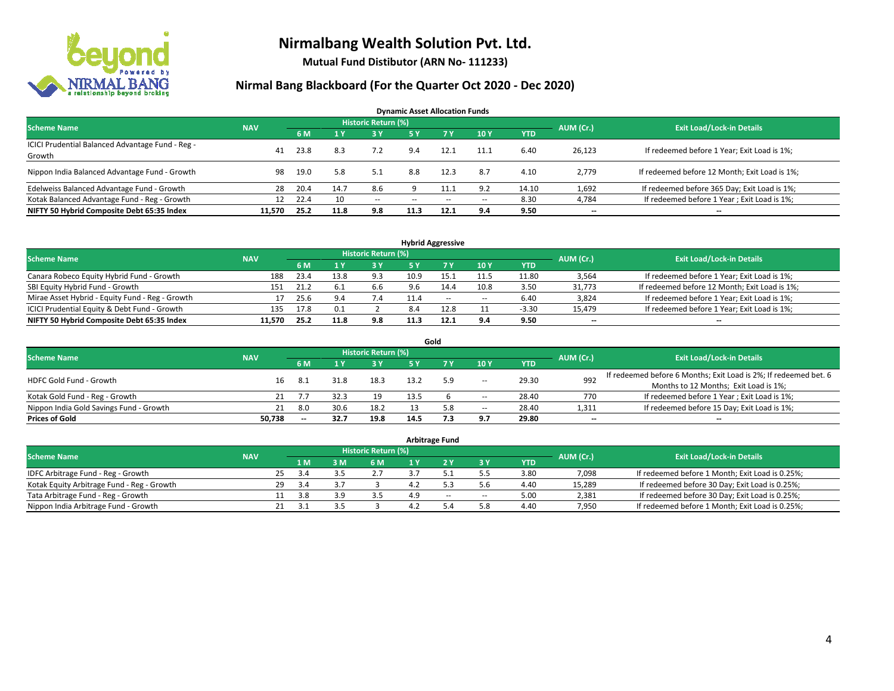# Nirmalbang Wealth Solution Pvt. Ltd.

**Mutual Fund Distibutor (ARN No- 111233)**

## Nirmal Bang Blackboard (For the Quarter Oct 2020 - Dec 2020)

### Dynamic Asset Allocation Funds

| Scheme Name | NAV | Historic Return (%) | | | | | | | AUM (Cr.) | Exit Load/Lock-in Details |
|---|---|---|---|---|---|---|---|---|---|---|
| | | 6 M | 1 Y | 3 Y | 5 Y | 7 Y | 10 Y | YTD | | |
| ICICI Prudential Balanced Advantage Fund - Reg - Growth | 41 | 23.8 | 8.3 | 7.2 | 9.4 | 12.1 | 11.1 | 6.40 | 26,123 | If redeemed before 1 Year; Exit Load is 1%; |
| Nippon India Balanced Advantage Fund - Growth | 98 | 19.0 | 5.8 | 5.1 | 8.8 | 12.3 | 8.7 | 4.10 | 2,779 | If redeemed before 12 Month; Exit Load is 1%; |
| Edelweiss Balanced Advantage Fund - Growth | 28 | 20.4 | 14.7 | 8.6 | 9 | 11.1 | 9.2 | 14.10 | 1,692 | If redeemed before 365 Day; Exit Load is 1%; |
| Kotak Balanced Advantage Fund - Reg - Growth | 12 | 22.4 | 10 | -- | -- | -- | -- | 8.30 | 4,784 | If redeemed before 1 Year ; Exit Load is 1%; |
| **NIFTY 50 Hybrid Composite Debt 65:35 Index** | **11,570** | **25.2** | **11.8** | **9.8** | **11.3** | **12.1** | **9.4** | **9.50** | **--** | **--** |

### Hybrid Aggressive

| Scheme Name | NAV | Historic Return (%) | | | | | | | AUM (Cr.) | Exit Load/Lock-in Details |
|---|---|---|---|---|---|---|---|---|---|---|
| | | 6 M | 1 Y | 3 Y | 5 Y | 7 Y | 10 Y | YTD | | |
| Canara Robeco Equity Hybrid Fund - Growth | 188 | 23.4 | 13.8 | 9.3 | 10.9 | 15.1 | 11.5 | 11.80 | 3,564 | If redeemed before 1 Year; Exit Load is 1%; |
| SBI Equity Hybrid Fund - Growth | 151 | 21.2 | 6.1 | 6.6 | 9.6 | 14.4 | 10.8 | 3.50 | 31,773 | If redeemed before 12 Month; Exit Load is 1%; |
| Mirae Asset Hybrid - Equity Fund - Reg - Growth | 17 | 25.6 | 9.4 | 7.4 | 11.4 | -- | -- | 6.40 | 3,824 | If redeemed before 1 Year; Exit Load is 1%; |
| ICICI Prudential Equity & Debt Fund - Growth | 135 | 17.8 | 0.1 | 2 | 8.4 | 12.8 | 11 | -3.30 | 15,479 | If redeemed before 1 Year; Exit Load is 1%; |
| **NIFTY 50 Hybrid Composite Debt 65:35 Index** | **11,570** | **25.2** | **11.8** | **9.8** | **11.3** | **12.1** | **9.4** | **9.50** | **--** | **--** |

### Gold

| Scheme Name | NAV | Historic Return (%) | | | | | | | AUM (Cr.) | Exit Load/Lock-in Details |
|---|---|---|---|---|---|---|---|---|---|---|
| | | 6 M | 1 Y | 3 Y | 5 Y | 7 Y | 10 Y | YTD | | |
| HDFC Gold Fund - Growth | 16 | 8.1 | 31.8 | 18.3 | 13.2 | 5.9 | -- | 29.30 | 992 | If redeemed before 6 Months; Exit Load is 2%; If redeemed bet. 6 Months to 12 Months; Exit Load is 1%; |
| Kotak Gold Fund - Reg - Growth | 21 | 7.7 | 32.3 | 19 | 13.5 | 6 | -- | 28.40 | 770 | If redeemed before 1 Year ; Exit Load is 1%; |
| Nippon India Gold Savings Fund - Growth | 21 | 8.0 | 30.6 | 18.2 | 13 | 5.8 | -- | 28.40 | 1,311 | If redeemed before 15 Day; Exit Load is 1%; |
| **Prices of Gold** | **50,738** | **--** | **32.7** | **19.8** | **14.5** | **7.3** | **9.7** | **29.80** | **--** | **--** |

### Arbitrage Fund

| Scheme Name | NAV | Historic Return (%) | | | | | | | AUM (Cr.) | Exit Load/Lock-in Details |
|---|---|---|---|---|---|---|---|---|---|---|
| | | 1 M | 3 M | 6 M | 1 Y | 2 Y | 3 Y | YTD | | |
| IDFC Arbitrage Fund - Reg - Growth | 25 | 3.4 | 3.5 | 2.7 | 3.7 | 5.1 | 5.5 | 3.80 | 7,098 | If redeemed before 1 Month; Exit Load is 0.25%; |
| Kotak Equity Arbitrage Fund - Reg - Growth | 29 | 3.4 | 3.7 | 3 | 4.2 | 5.3 | 5.6 | 4.40 | 15,289 | If redeemed before 30 Day; Exit Load is 0.25%; |
| Tata Arbitrage Fund - Reg - Growth | 11 | 3.8 | 3.9 | 3.5 | 4.9 | -- | -- | 5.00 | 2,381 | If redeemed before 30 Day; Exit Load is 0.25%; |
| Nippon India Arbitrage Fund - Growth | 21 | 3.1 | 3.5 | 3 | 4.2 | 5.4 | 5.8 | 4.40 | 7,950 | If redeemed before 1 Month; Exit Load is 0.25%; |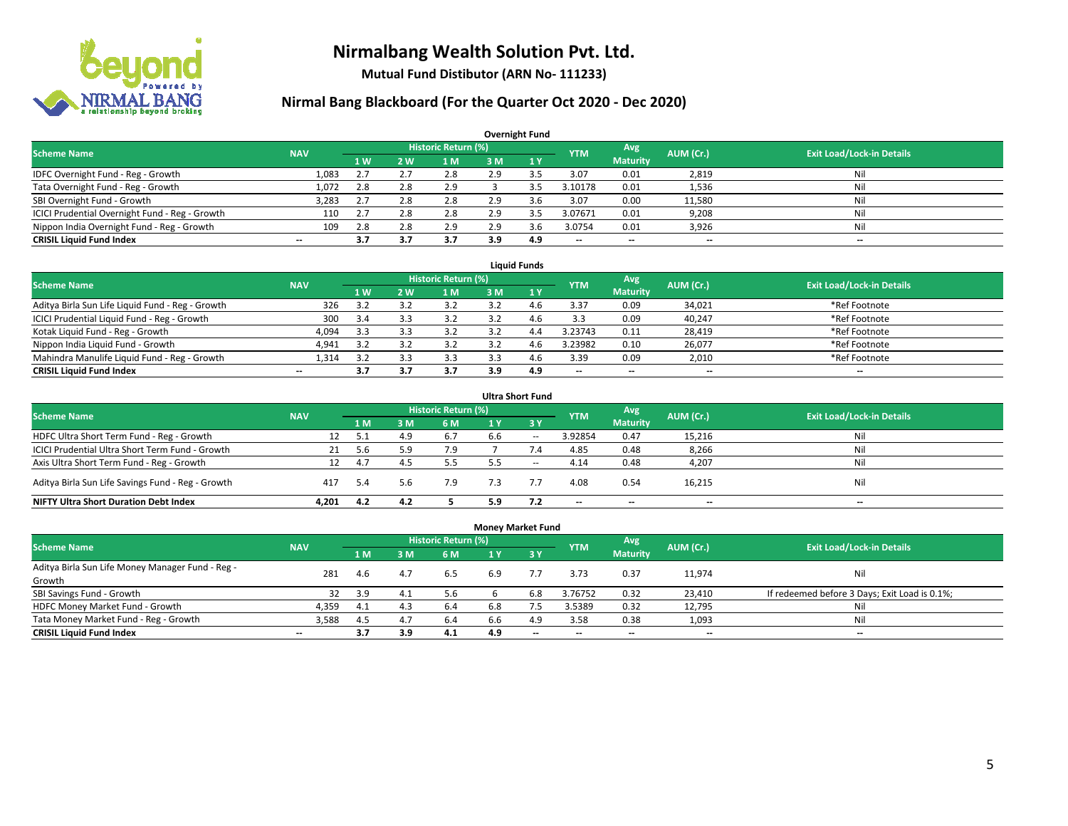# Nirmalbang Wealth Solution Pvt. Ltd.

**Mutual Fund Distibutor (ARN No- 111233)**

## Nirmal Bang Blackboard (For the Quarter Oct 2020 - Dec 2020)

### Overnight Fund

| Scheme Name | NAV | Historic Return (%) | | | | | YTM | Avg Maturity | AUM (Cr.) | Exit Load/Lock-in Details |
|---|---|---|---|---|---|---|---|---|---|---|
| | | 1 W | 2 W | 1 M | 3 M | 1 Y | | | | |
| IDFC Overnight Fund - Reg - Growth | 1,083 | 2.7 | 2.7 | 2.8 | 2.9 | 3.5 | 3.07 | 0.01 | 2,819 | Nil |
| Tata Overnight Fund - Reg - Growth | 1,072 | 2.8 | 2.8 | 2.9 | 3 | 3.5 | 3.10178 | 0.01 | 1,536 | Nil |
| SBI Overnight Fund - Growth | 3,283 | 2.7 | 2.8 | 2.8 | 2.9 | 3.6 | 3.07 | 0.00 | 11,580 | Nil |
| ICICI Prudential Overnight Fund - Reg - Growth | 110 | 2.7 | 2.8 | 2.8 | 2.9 | 3.5 | 3.07671 | 0.01 | 9,208 | Nil |
| Nippon India Overnight Fund - Reg - Growth | 109 | 2.8 | 2.8 | 2.9 | 2.9 | 3.6 | 3.0754 | 0.01 | 3,926 | Nil |
| **CRISIL Liquid Fund Index** | -- | **3.7** | **3.7** | **3.7** | **3.9** | **4.9** | -- | -- | -- | -- |

### Liquid Funds

| Scheme Name | NAV | Historic Return (%) | | | | | YTM | Avg Maturity | AUM (Cr.) | Exit Load/Lock-in Details |
|---|---|---|---|---|---|---|---|---|---|---|
| | | 1 W | 2 W | 1 M | 3 M | 1 Y | | | | |
| Aditya Birla Sun Life Liquid Fund - Reg - Growth | 326 | 3.2 | 3.2 | 3.2 | 3.2 | 4.6 | 3.37 | 0.09 | 34,021 | *Ref Footnote |
| ICICI Prudential Liquid Fund - Reg - Growth | 300 | 3.4 | 3.3 | 3.2 | 3.2 | 4.6 | 3.3 | 0.09 | 40,247 | *Ref Footnote |
| Kotak Liquid Fund - Reg - Growth | 4,094 | 3.3 | 3.3 | 3.2 | 3.2 | 4.4 | 3.23743 | 0.11 | 28,419 | *Ref Footnote |
| Nippon India Liquid Fund - Growth | 4,941 | 3.2 | 3.2 | 3.2 | 3.2 | 4.6 | 3.23982 | 0.10 | 26,077 | *Ref Footnote |
| Mahindra Manulife Liquid Fund - Reg - Growth | 1,314 | 3.2 | 3.3 | 3.3 | 3.3 | 4.6 | 3.39 | 0.09 | 2,010 | *Ref Footnote |
| **CRISIL Liquid Fund Index** | -- | **3.7** | **3.7** | **3.7** | **3.9** | **4.9** | -- | -- | -- | -- |

### Ultra Short Fund

| Scheme Name | NAV | Historic Return (%) | | | | | YTM | Avg Maturity | AUM (Cr.) | Exit Load/Lock-in Details |
|---|---|---|---|---|---|---|---|---|---|---|
| | | 1 M | 3 M | 6 M | 1 Y | 3 Y | | | | |
| HDFC Ultra Short Term Fund - Reg - Growth | 12 | 5.1 | 4.9 | 6.7 | 6.6 | -- | 3.92854 | 0.47 | 15,216 | Nil |
| ICICI Prudential Ultra Short Term Fund - Growth | 21 | 5.6 | 5.9 | 7.9 | 7 | 7.4 | 4.85 | 0.48 | 8,266 | Nil |
| Axis Ultra Short Term Fund - Reg - Growth | 12 | 4.7 | 4.5 | 5.5 | 5.5 | -- | 4.14 | 0.48 | 4,207 | Nil |
| Aditya Birla Sun Life Savings Fund - Reg - Growth | 417 | 5.4 | 5.6 | 7.9 | 7.3 | 7.7 | 4.08 | 0.54 | 16,215 | Nil |
| **NIFTY Ultra Short Duration Debt Index** | **4,201** | **4.2** | **4.2** | **5** | **5.9** | **7.2** | -- | -- | -- | -- |

### Money Market Fund

| Scheme Name | NAV | Historic Return (%) | | | | | YTM | Avg Maturity | AUM (Cr.) | Exit Load/Lock-in Details |
|---|---|---|---|---|---|---|---|---|---|---|
| | | 1 M | 3 M | 6 M | 1 Y | 3 Y | | | | |
| Aditya Birla Sun Life Money Manager Fund - Reg - Growth | 281 | 4.6 | 4.7 | 6.5 | 6.9 | 7.7 | 3.73 | 0.37 | 11,974 | Nil |
| SBI Savings Fund - Growth | 32 | 3.9 | 4.1 | 5.6 | 6 | 6.8 | 3.76752 | 0.32 | 23,410 | If redeemed before 3 Days; Exit Load is 0.1%; |
| HDFC Money Market Fund - Growth | 4,359 | 4.1 | 4.3 | 6.4 | 6.8 | 7.5 | 3.5389 | 0.32 | 12,795 | Nil |
| Tata Money Market Fund - Reg - Growth | 3,588 | 4.5 | 4.7 | 6.4 | 6.6 | 4.9 | 3.58 | 0.38 | 1,093 | Nil |
| **CRISIL Liquid Fund Index** | -- | **3.7** | **3.9** | **4.1** | **4.9** | -- | -- | -- | -- | -- |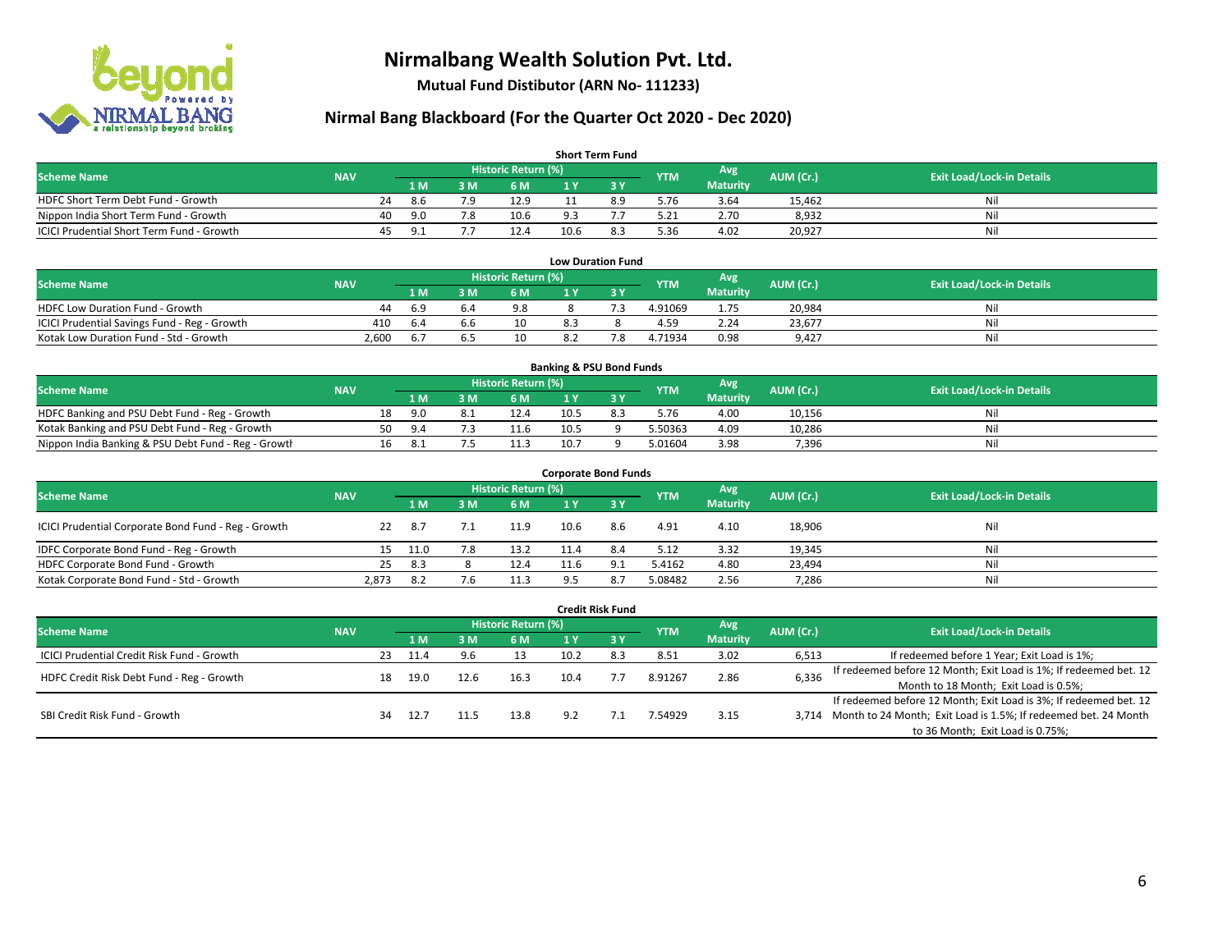# Nirmalbang Wealth Solution Pvt. Ltd.

**Mutual Fund Distibutor (ARN No- 111233)**

## Nirmal Bang Blackboard (For the Quarter Oct 2020 - Dec 2020)

### Short Term Fund

| Scheme Name | NAV | Historic Return (%) | | | | | YTM | Avg Maturity | AUM (Cr.) | Exit Load/Lock-in Details |
|---|---|---|---|---|---|---|---|---|---|---|
| | | 1 M | 3 M | 6 M | 1 Y | 3 Y | | | | |
| HDFC Short Term Debt Fund - Growth | 24 | 8.6 | 7.9 | 12.9 | 11 | 8.9 | 5.76 | 3.64 | 15,462 | Nil |
| Nippon India Short Term Fund - Growth | 40 | 9.0 | 7.8 | 10.6 | 9.3 | 7.7 | 5.21 | 2.70 | 8,932 | Nil |
| ICICI Prudential Short Term Fund - Growth | 45 | 9.1 | 7.7 | 12.4 | 10.6 | 8.3 | 5.36 | 4.02 | 20,927 | Nil |

### Low Duration Fund

| Scheme Name | NAV | Historic Return (%) | | | | | YTM | Avg Maturity | AUM (Cr.) | Exit Load/Lock-in Details |
|---|---|---|---|---|---|---|---|---|---|---|
| | | 1 M | 3 M | 6 M | 1 Y | 3 Y | | | | |
| HDFC Low Duration Fund - Growth | 44 | 6.9 | 6.4 | 9.8 | 8 | 7.3 | 4.91069 | 1.75 | 20,984 | Nil |
| ICICI Prudential Savings Fund - Reg - Growth | 410 | 6.4 | 6.6 | 10 | 8.3 | 8 | 4.59 | 2.24 | 23,677 | Nil |
| Kotak Low Duration Fund - Std - Growth | 2,600 | 6.7 | 6.5 | 10 | 8.2 | 7.8 | 4.71934 | 0.98 | 9,427 | Nil |

### Banking & PSU Bond Funds

| Scheme Name | NAV | Historic Return (%) | | | | | YTM | Avg Maturity | AUM (Cr.) | Exit Load/Lock-in Details |
|---|---|---|---|---|---|---|---|---|---|---|
| | | 1 M | 3 M | 6 M | 1 Y | 3 Y | | | | |
| HDFC Banking and PSU Debt Fund - Reg - Growth | 18 | 9.0 | 8.1 | 12.4 | 10.5 | 8.3 | 5.76 | 4.00 | 10,156 | Nil |
| Kotak Banking and PSU Debt Fund - Reg - Growth | 50 | 9.4 | 7.3 | 11.6 | 10.5 | 9 | 5.50363 | 4.09 | 10,286 | Nil |
| Nippon India Banking & PSU Debt Fund - Reg - Growth | 16 | 8.1 | 7.5 | 11.3 | 10.7 | 9 | 5.01604 | 3.98 | 7,396 | Nil |

### Corporate Bond Funds

| Scheme Name | NAV | Historic Return (%) | | | | | YTM | Avg Maturity | AUM (Cr.) | Exit Load/Lock-in Details |
|---|---|---|---|---|---|---|---|---|---|---|
| | | 1 M | 3 M | 6 M | 1 Y | 3 Y | | | | |
| ICICI Prudential Corporate Bond Fund - Reg - Growth | 22 | 8.7 | 7.1 | 11.9 | 10.6 | 8.6 | 4.91 | 4.10 | 18,906 | Nil |
| IDFC Corporate Bond Fund - Reg - Growth | 15 | 11.0 | 7.8 | 13.2 | 11.4 | 8.4 | 5.12 | 3.32 | 19,345 | Nil |
| HDFC Corporate Bond Fund - Growth | 25 | 8.3 | 8 | 12.4 | 11.6 | 9.1 | 5.4162 | 4.80 | 23,494 | Nil |
| Kotak Corporate Bond Fund - Std - Growth | 2,873 | 8.2 | 7.6 | 11.3 | 9.5 | 8.7 | 5.08482 | 2.56 | 7,286 | Nil |

### Credit Risk Fund

| Scheme Name | NAV | Historic Return (%) | | | | | YTM | Avg Maturity | AUM (Cr.) | Exit Load/Lock-in Details |
|---|---|---|---|---|---|---|---|---|---|---|
| | | 1 M | 3 M | 6 M | 1 Y | 3 Y | | | | |
| ICICI Prudential Credit Risk Fund - Growth | 23 | 11.4 | 9.6 | 13 | 10.2 | 8.3 | 8.51 | 3.02 | 6,513 | If redeemed before 1 Year; Exit Load is 1%; |
| HDFC Credit Risk Debt Fund - Reg - Growth | 18 | 19.0 | 12.6 | 16.3 | 10.4 | 7.7 | 8.91267 | 2.86 | 6,336 | If redeemed before 12 Month; Exit Load is 1%; If redeemed bet. 12 Month to 18 Month; Exit Load is 0.5%; |
| SBI Credit Risk Fund - Growth | 34 | 12.7 | 11.5 | 13.8 | 9.2 | 7.1 | 7.54929 | 3.15 | 3,714 | If redeemed before 12 Month; Exit Load is 3%; If redeemed bet. 12 Month to 24 Month; Exit Load is 1.5%; If redeemed bet. 24 Month to 36 Month; Exit Load is 0.75%; |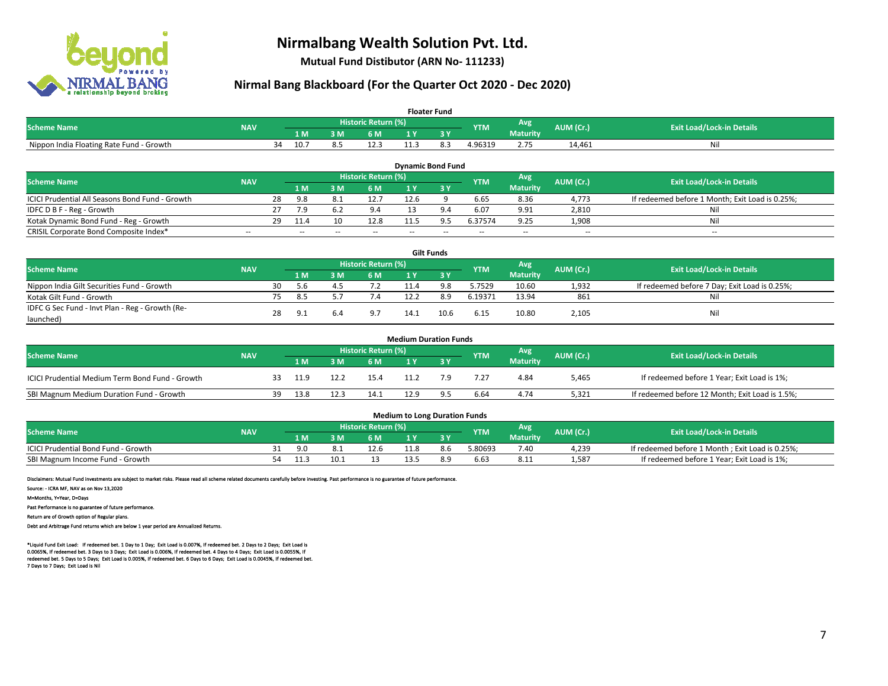# Nirmalbang Wealth Solution Pvt. Ltd.

**Mutual Fund Distibutor (ARN No- 111233)**

## Nirmal Bang Blackboard (For the Quarter Oct 2020 - Dec 2020)

### Floater Fund

| Scheme Name | NAV | Historic Return (%) | | | | | YTM | Avg | AUM (Cr.) | Exit Load/Lock-in Details |
|---|---|---|---|---|---|---|---|---|---|---|
| | | 1 M | 3 M | 6 M | 1 Y | 3 Y | | Maturity | | |
| Nippon India Floating Rate Fund - Growth | 34 | 10.7 | 8.5 | 12.3 | 11.3 | 8.3 | 4.96319 | 2.75 | 14,461 | Nil |

### Dynamic Bond Fund

| Scheme Name | NAV | Historic Return (%) | | | | | YTM | Avg | AUM (Cr.) | Exit Load/Lock-in Details |
|---|---|---|---|---|---|---|---|---|---|---|
| | | 1 M | 3 M | 6 M | 1 Y | 3 Y | | Maturity | | |
| ICICI Prudential All Seasons Bond Fund - Growth | 28 | 9.8 | 8.1 | 12.7 | 12.6 | 9 | 6.65 | 8.36 | 4,773 | If redeemed before 1 Month; Exit Load is 0.25%; |
| IDFC D B F - Reg - Growth | 27 | 7.9 | 6.2 | 9.4 | 13 | 9.4 | 6.07 | 9.91 | 2,810 | Nil |
| Kotak Dynamic Bond Fund - Reg - Growth | 29 | 11.4 | 10 | 12.8 | 11.5 | 9.5 | 6.37574 | 9.25 | 1,908 | Nil |
| CRISIL Corporate Bond Composite Index* | -- | -- | -- | -- | -- | -- | -- | -- | -- | -- |

### Gilt Funds

| Scheme Name | NAV | Historic Return (%) | | | | | YTM | Avg | AUM (Cr.) | Exit Load/Lock-in Details |
|---|---|---|---|---|---|---|---|---|---|---|
| | | 1 M | 3 M | 6 M | 1 Y | 3 Y | | Maturity | | |
| Nippon India Gilt Securities Fund - Growth | 30 | 5.6 | 4.5 | 7.2 | 11.4 | 9.8 | 5.7529 | 10.60 | 1,932 | If redeemed before 7 Day; Exit Load is 0.25%; |
| Kotak Gilt Fund - Growth | 75 | 8.5 | 5.7 | 7.4 | 12.2 | 8.9 | 6.19371 | 13.94 | 861 | Nil |
| IDFC G Sec Fund - Invt Plan - Reg - Growth (Re-launched) | 28 | 9.1 | 6.4 | 9.7 | 14.1 | 10.6 | 6.15 | 10.80 | 2,105 | Nil |

### Medium Duration Funds

| Scheme Name | NAV | Historic Return (%) | | | | | YTM | Avg | AUM (Cr.) | Exit Load/Lock-in Details |
|---|---|---|---|---|---|---|---|---|---|---|
| | | 1 M | 3 M | 6 M | 1 Y | 3 Y | | Maturity | | |
| ICICI Prudential Medium Term Bond Fund - Growth | 33 | 11.9 | 12.2 | 15.4 | 11.2 | 7.9 | 7.27 | 4.84 | 5,465 | If redeemed before 1 Year; Exit Load is 1%; |
| SBI Magnum Medium Duration Fund - Growth | 39 | 13.8 | 12.3 | 14.1 | 12.9 | 9.5 | 6.64 | 4.74 | 5,321 | If redeemed before 12 Month; Exit Load is 1.5%; |

### Medium to Long Duration Funds

| Scheme Name | NAV | Historic Return (%) | | | | | YTM | Avg | AUM (Cr.) | Exit Load/Lock-in Details |
|---|---|---|---|---|---|---|---|---|---|---|
| | | 1 M | 3 M | 6 M | 1 Y | 3 Y | | Maturity | | |
| ICICI Prudential Bond Fund - Growth | 31 | 9.0 | 8.1 | 12.6 | 11.8 | 8.6 | 5.80693 | 7.40 | 4,239 | If redeemed before 1 Month ; Exit Load is 0.25%; |
| SBI Magnum Income Fund - Growth | 54 | 11.3 | 10.1 | 13 | 13.5 | 8.9 | 6.63 | 8.11 | 1,587 | If redeemed before 1 Year; Exit Load is 1%; |

Disclaimers: Mutual Fund investments are subject to market risks. Please read all scheme related documents carefully before investing. Past performance is no guarantee of future performance.

Source: - ICRA MF, NAV as on Nov 13,2020

M=Months, Y=Year, D=Days

Past Performance is no guarantee of future performance.

Return are of Growth option of Regular plans.

Debt and Arbitrage Fund returns which are below 1 year period are Annualized Returns.

*Liquid Fund Exit Load: If redeemed bet. 1 Day to 1 Day; Exit Load is 0.007%, If redeemed bet. 2 Days to 2 Days; Exit Load is 0.0065%, If redeemed bet. 3 Days to 3 Days; Exit Load is 0.006%, If redeemed bet. 4 Days to 4 Days; Exit Load is 0.0055%, If redeemed bet. 5 Days to 5 Days; Exit Load is 0.005%, If redeemed bet. 6 Days to 6 Days; Exit Load is 0.0045%, If redeemed bet. 7 Days to 7 Days; Exit Load is Nil